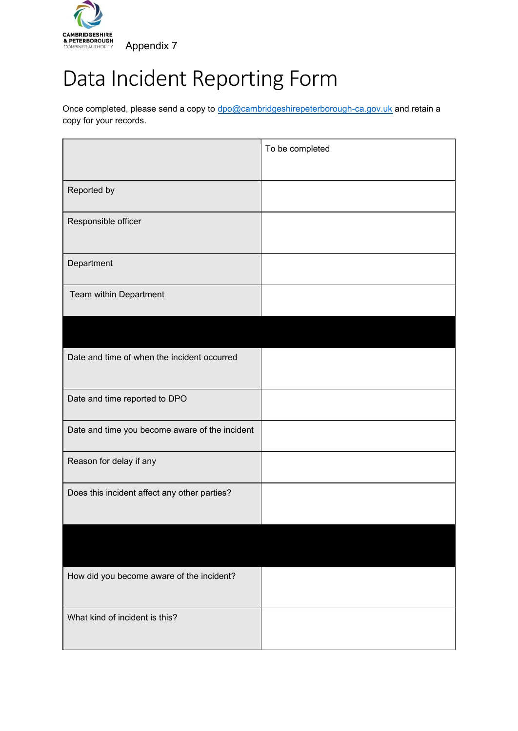CAMBRIDGESHIRE & PETERBOROUGH COMBINED AUTHORITY

Appendix 7

# Data Incident Reporting Form

Once completed, please send a copy to dpo@cambridgeshirepeterborough-ca.gov.uk and retain a copy for your records.

| | To be completed |
|---|---|
| Reported by | |
| Responsible officer | |
| Department | |
| Team within Department | |
| | |
| Date and time of when the incident occurred | |
| Date and time reported to DPO | |
| Date and time you become aware of the incident | |
| Reason for delay if any | |
| Does this incident affect any other parties? | |
| | |
| How did you become aware of the incident? | |
| What kind of incident is this? | |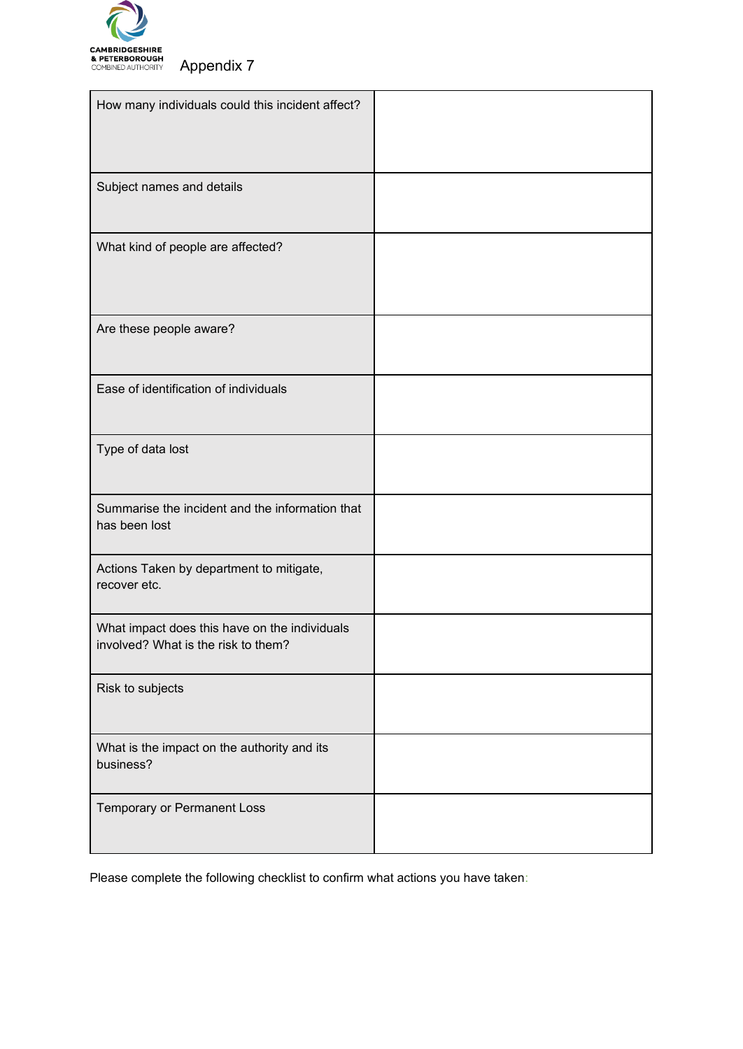Appendix 7

| How many individuals could this incident affect? | |
|---|---|
| Subject names and details | |
| What kind of people are affected? | |
| Are these people aware? | |
| Ease of identification of individuals | |
| Type of data lost | |
| Summarise the incident and the information that has been lost | |
| Actions Taken by department to mitigate, recover etc. | |
| What impact does this have on the individuals involved? What is the risk to them? | |
| Risk to subjects | |
| What is the impact on the authority and its business? | |
| Temporary or Permanent Loss | |

Please complete the following checklist to confirm what actions you have taken: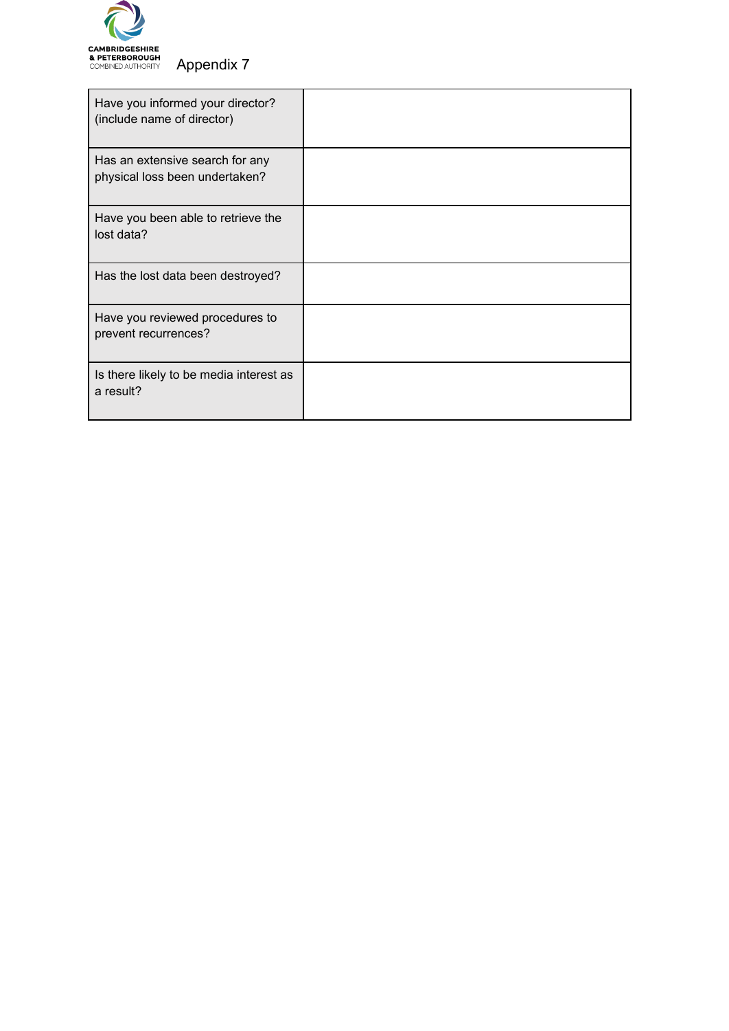CAMBRIDGESHIRE & PETERBOROUGH COMBINED AUTHORITY

Appendix 7

| | |
|---|---|
| Have you informed your director? (include name of director) | |
| Has an extensive search for any physical loss been undertaken? | |
| Have you been able to retrieve the lost data? | |
| Has the lost data been destroyed? | |
| Have you reviewed procedures to prevent recurrences? | |
| Is there likely to be media interest as a result? | |